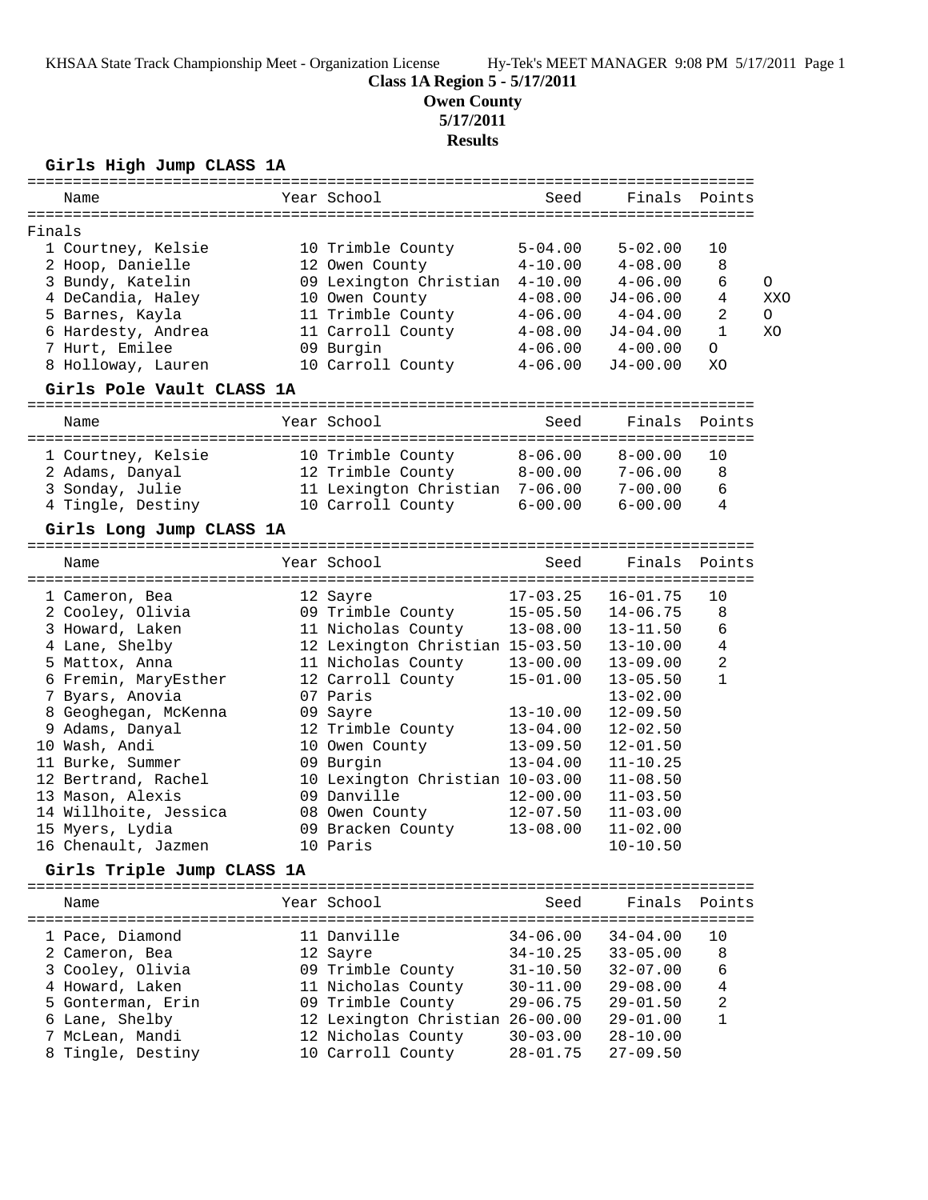KHSAA State Track Championship Meet - Organization License Hy-Tek's MEET MANAGER 9:08 PM 5/17/2011 Page 1

**Class 1A Region 5 - 5/17/2011**

**Owen County**

**5/17/2011**

**Results**

### Girls High Jump CLASS 1A

Finals

| Place | Name | Year | School | Seed | Finals | Points | |
|---|---|---|---|---|---|---|---|
| 1 | Courtney, Kelsie | 10 | Trimble County | 5-04.00 | 5-02.00 | 10 | |
| 2 | Hoop, Danielle | 12 | Owen County | 4-10.00 | 4-08.00 | 8 | |
| 3 | Bundy, Katelin | 09 | Lexington Christian | 4-10.00 | 4-06.00 | 6 | O |
| 4 | DeCandia, Haley | 10 | Owen County | 4-08.00 | J4-06.00 | 4 | XXO |
| 5 | Barnes, Kayla | 11 | Trimble County | 4-06.00 | 4-04.00 | 2 | O |
| 6 | Hardesty, Andrea | 11 | Carroll County | 4-08.00 | J4-04.00 | 1 | XO |
| 7 | Hurt, Emilee | 09 | Burgin | 4-06.00 | 4-00.00 | O | |
| 8 | Holloway, Lauren | 10 | Carroll County | 4-06.00 | J4-00.00 | XO | |

### Girls Pole Vault CLASS 1A

| Place | Name | Year | School | Seed | Finals | Points |
|---|---|---|---|---|---|---|
| 1 | Courtney, Kelsie | 10 | Trimble County | 8-06.00 | 8-00.00 | 10 |
| 2 | Adams, Danyal | 12 | Trimble County | 8-00.00 | 7-06.00 | 8 |
| 3 | Sonday, Julie | 11 | Lexington Christian | 7-06.00 | 7-00.00 | 6 |
| 4 | Tingle, Destiny | 10 | Carroll County | 6-00.00 | 6-00.00 | 4 |

### Girls Long Jump CLASS 1A

| Place | Name | Year | School | Seed | Finals | Points |
|---|---|---|---|---|---|---|
| 1 | Cameron, Bea | 12 | Sayre | 17-03.25 | 16-01.75 | 10 |
| 2 | Cooley, Olivia | 09 | Trimble County | 15-05.50 | 14-06.75 | 8 |
| 3 | Howard, Laken | 11 | Nicholas County | 13-08.00 | 13-11.50 | 6 |
| 4 | Lane, Shelby | 12 | Lexington Christian | 15-03.50 | 13-10.00 | 4 |
| 5 | Mattox, Anna | 11 | Nicholas County | 13-00.00 | 13-09.00 | 2 |
| 6 | Fremin, MaryEsther | 12 | Carroll County | 15-01.00 | 13-05.50 | 1 |
| 7 | Byars, Anovia | 07 | Paris | | 13-02.00 | |
| 8 | Geoghegan, McKenna | 09 | Sayre | 13-10.00 | 12-09.50 | |
| 9 | Adams, Danyal | 12 | Trimble County | 13-04.00 | 12-02.50 | |
| 10 | Wash, Andi | 10 | Owen County | 13-09.50 | 12-01.50 | |
| 11 | Burke, Summer | 09 | Burgin | 13-04.00 | 11-10.25 | |
| 12 | Bertrand, Rachel | 10 | Lexington Christian | 10-03.00 | 11-08.50 | |
| 13 | Mason, Alexis | 09 | Danville | 12-00.00 | 11-03.50 | |
| 14 | Willhoite, Jessica | 08 | Owen County | 12-07.50 | 11-03.00 | |
| 15 | Myers, Lydia | 09 | Bracken County | 13-08.00 | 11-02.00 | |
| 16 | Chenault, Jazmen | 10 | Paris | | 10-10.50 | |

### Girls Triple Jump CLASS 1A

| Place | Name | Year | School | Seed | Finals | Points |
|---|---|---|---|---|---|---|
| 1 | Pace, Diamond | 11 | Danville | 34-06.00 | 34-04.00 | 10 |
| 2 | Cameron, Bea | 12 | Sayre | 34-10.25 | 33-05.00 | 8 |
| 3 | Cooley, Olivia | 09 | Trimble County | 31-10.50 | 32-07.00 | 6 |
| 4 | Howard, Laken | 11 | Nicholas County | 30-11.00 | 29-08.00 | 4 |
| 5 | Gonterman, Erin | 09 | Trimble County | 29-06.75 | 29-01.50 | 2 |
| 6 | Lane, Shelby | 12 | Lexington Christian | 26-00.00 | 29-01.00 | 1 |
| 7 | McLean, Mandi | 12 | Nicholas County | 30-03.00 | 28-10.00 | |
| 8 | Tingle, Destiny | 10 | Carroll County | 28-01.75 | 27-09.50 | |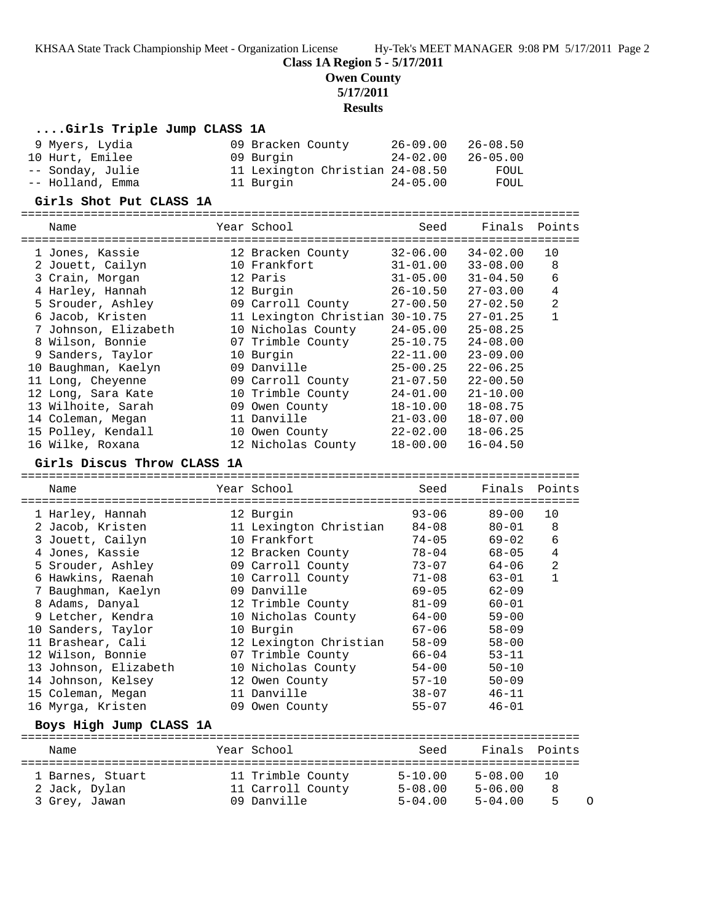**Class 1A Region 5 - 5/17/2011**

**Owen County**

**5/17/2011**

**Results**

### ....Girls Triple Jump CLASS 1A

| Name | Year | School | Seed | Finals | Points |
|---|---|---|---|---|---|
| 9 Myers, Lydia | 09 | Bracken County | 26-09.00 | 26-08.50 | |
| 10 Hurt, Emilee | 09 | Burgin | 24-02.00 | 26-05.00 | |
| -- Sonday, Julie | 11 | Lexington Christian | 24-08.50 | FOUL | |
| -- Holland, Emma | 11 | Burgin | 24-05.00 | FOUL | |

### Girls Shot Put CLASS 1A

| Name | Year | School | Seed | Finals | Points |
|---|---|---|---|---|---|
| 1 Jones, Kassie | 12 | Bracken County | 32-06.00 | 34-02.00 | 10 |
| 2 Jouett, Cailyn | 10 | Frankfort | 31-01.00 | 33-08.00 | 8 |
| 3 Crain, Morgan | 12 | Paris | 31-05.00 | 31-04.50 | 6 |
| 4 Harley, Hannah | 12 | Burgin | 26-10.50 | 27-03.00 | 4 |
| 5 Srouder, Ashley | 09 | Carroll County | 27-00.50 | 27-02.50 | 2 |
| 6 Jacob, Kristen | 11 | Lexington Christian | 30-10.75 | 27-01.25 | 1 |
| 7 Johnson, Elizabeth | 10 | Nicholas County | 24-05.00 | 25-08.25 | |
| 8 Wilson, Bonnie | 07 | Trimble County | 25-10.75 | 24-08.00 | |
| 9 Sanders, Taylor | 10 | Burgin | 22-11.00 | 23-09.00 | |
| 10 Baughman, Kaelyn | 09 | Danville | 25-00.25 | 22-06.25 | |
| 11 Long, Cheyenne | 09 | Carroll County | 21-07.50 | 22-00.50 | |
| 12 Long, Sara Kate | 10 | Trimble County | 24-01.00 | 21-10.00 | |
| 13 Wilhoite, Sarah | 09 | Owen County | 18-10.00 | 18-08.75 | |
| 14 Coleman, Megan | 11 | Danville | 21-03.00 | 18-07.00 | |
| 15 Polley, Kendall | 10 | Owen County | 22-02.00 | 18-06.25 | |
| 16 Wilke, Roxana | 12 | Nicholas County | 18-00.00 | 16-04.50 | |

### Girls Discus Throw CLASS 1A

| Name | Year | School | Seed | Finals | Points |
|---|---|---|---|---|---|
| 1 Harley, Hannah | 12 | Burgin | 93-06 | 89-00 | 10 |
| 2 Jacob, Kristen | 11 | Lexington Christian | 84-08 | 80-01 | 8 |
| 3 Jouett, Cailyn | 10 | Frankfort | 74-05 | 69-02 | 6 |
| 4 Jones, Kassie | 12 | Bracken County | 78-04 | 68-05 | 4 |
| 5 Srouder, Ashley | 09 | Carroll County | 73-07 | 64-06 | 2 |
| 6 Hawkins, Raenah | 10 | Carroll County | 71-08 | 63-01 | 1 |
| 7 Baughman, Kaelyn | 09 | Danville | 69-05 | 62-09 | |
| 8 Adams, Danyal | 12 | Trimble County | 81-09 | 60-01 | |
| 9 Letcher, Kendra | 10 | Nicholas County | 64-00 | 59-00 | |
| 10 Sanders, Taylor | 10 | Burgin | 67-06 | 58-09 | |
| 11 Brashear, Cali | 12 | Lexington Christian | 58-09 | 58-00 | |
| 12 Wilson, Bonnie | 07 | Trimble County | 66-04 | 53-11 | |
| 13 Johnson, Elizabeth | 10 | Nicholas County | 54-00 | 50-10 | |
| 14 Johnson, Kelsey | 12 | Owen County | 57-10 | 50-09 | |
| 15 Coleman, Megan | 11 | Danville | 38-07 | 46-11 | |
| 16 Myrga, Kristen | 09 | Owen County | 55-07 | 46-01 | |

### Boys High Jump CLASS 1A

| Name | Year | School | Seed | Finals | Points | |
|---|---|---|---|---|---|---|
| 1 Barnes, Stuart | 11 | Trimble County | 5-10.00 | 5-08.00 | 10 | |
| 2 Jack, Dylan | 11 | Carroll County | 5-08.00 | 5-06.00 | 8 | |
| 3 Grey, Jawan | 09 | Danville | 5-04.00 | 5-04.00 | 5 | O |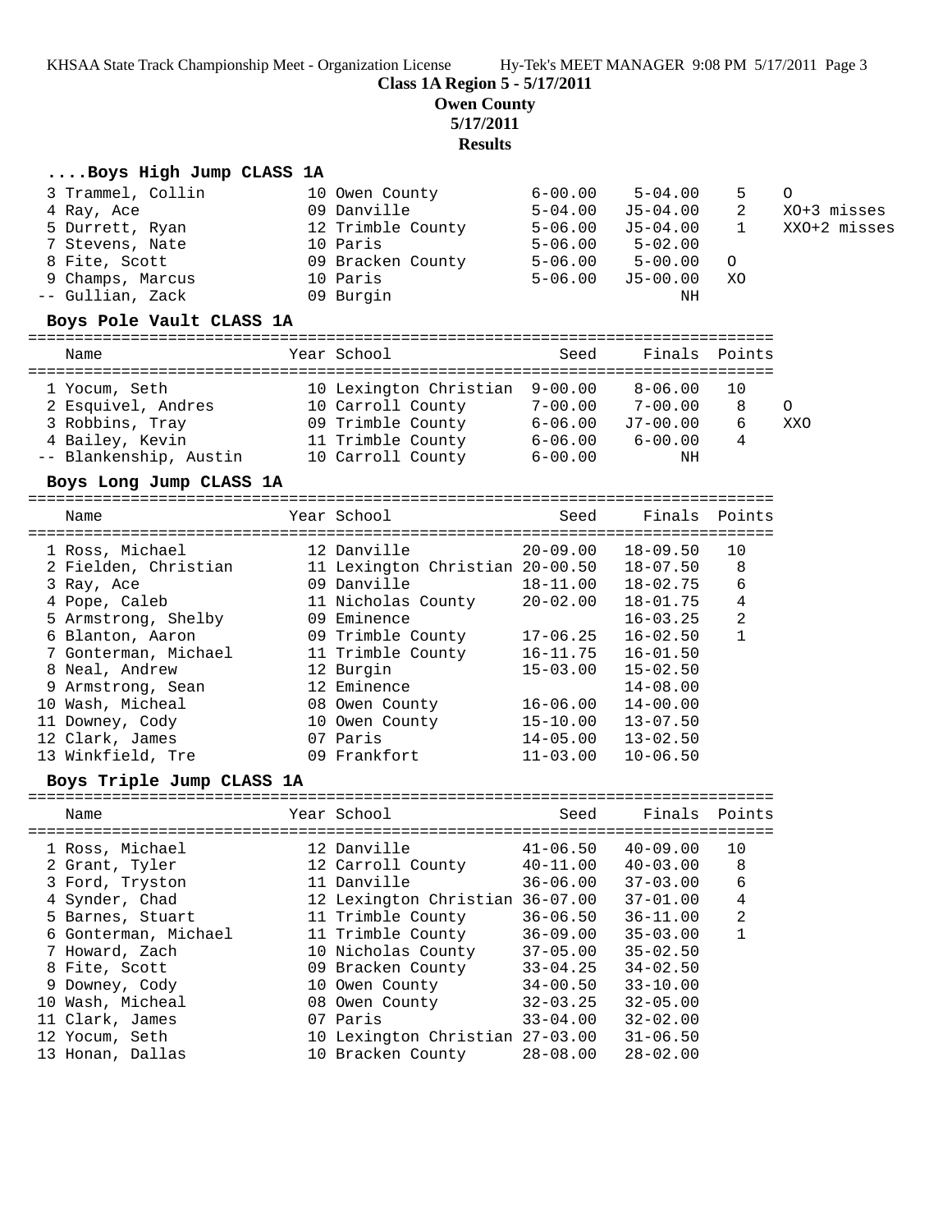**Class 1A Region 5 - 5/17/2011**

**Owen County**

**5/17/2011**

**Results**

### ....Boys High Jump CLASS 1A

| Name | Year | School | Seed | Finals | Points | |
|---|---|---|---|---|---|---|
| 3 Trammel, Collin | 10 | Owen County | 6-00.00 | 5-04.00 | 5 | O |
| 4 Ray, Ace | 09 | Danville | 5-04.00 | J5-04.00 | 2 | XO+3 misses |
| 5 Durrett, Ryan | 12 | Trimble County | 5-06.00 | J5-04.00 | 1 | XXO+2 misses |
| 7 Stevens, Nate | 10 | Paris | 5-06.00 | 5-02.00 | | |
| 8 Fite, Scott | 09 | Bracken County | 5-06.00 | 5-00.00 | O | |
| 9 Champs, Marcus | 10 | Paris | 5-06.00 | J5-00.00 | XO | |
| -- Gullian, Zack | 09 | Burgin | | NH | | |

### Boys Pole Vault CLASS 1A

| Name | Year | School | Seed | Finals | Points | |
|---|---|---|---|---|---|---|
| 1 Yocum, Seth | 10 | Lexington Christian | 9-00.00 | 8-06.00 | 10 | |
| 2 Esquivel, Andres | 10 | Carroll County | 7-00.00 | 7-00.00 | 8 | O |
| 3 Robbins, Tray | 09 | Trimble County | 6-06.00 | J7-00.00 | 6 | XXO |
| 4 Bailey, Kevin | 11 | Trimble County | 6-06.00 | 6-00.00 | 4 | |
| -- Blankenship, Austin | 10 | Carroll County | 6-00.00 | NH | | |

### Boys Long Jump CLASS 1A

| Name | Year | School | Seed | Finals | Points |
|---|---|---|---|---|---|
| 1 Ross, Michael | 12 | Danville | 20-09.00 | 18-09.50 | 10 |
| 2 Fielden, Christian | 11 | Lexington Christian | 20-00.50 | 18-07.50 | 8 |
| 3 Ray, Ace | 09 | Danville | 18-11.00 | 18-02.75 | 6 |
| 4 Pope, Caleb | 11 | Nicholas County | 20-02.00 | 18-01.75 | 4 |
| 5 Armstrong, Shelby | 09 | Eminence | | 16-03.25 | 2 |
| 6 Blanton, Aaron | 09 | Trimble County | 17-06.25 | 16-02.50 | 1 |
| 7 Gonterman, Michael | 11 | Trimble County | 16-11.75 | 16-01.50 | |
| 8 Neal, Andrew | 12 | Burgin | 15-03.00 | 15-02.50 | |
| 9 Armstrong, Sean | 12 | Eminence | | 14-08.00 | |
| 10 Wash, Micheal | 08 | Owen County | 16-06.00 | 14-00.00 | |
| 11 Downey, Cody | 10 | Owen County | 15-10.00 | 13-07.50 | |
| 12 Clark, James | 07 | Paris | 14-05.00 | 13-02.50 | |
| 13 Winkfield, Tre | 09 | Frankfort | 11-03.00 | 10-06.50 | |

### Boys Triple Jump CLASS 1A

| Name | Year | School | Seed | Finals | Points |
|---|---|---|---|---|---|
| 1 Ross, Michael | 12 | Danville | 41-06.50 | 40-09.00 | 10 |
| 2 Grant, Tyler | 12 | Carroll County | 40-11.00 | 40-03.00 | 8 |
| 3 Ford, Tryston | 11 | Danville | 36-06.00 | 37-03.00 | 6 |
| 4 Synder, Chad | 12 | Lexington Christian | 36-07.00 | 37-01.00 | 4 |
| 5 Barnes, Stuart | 11 | Trimble County | 36-06.50 | 36-11.00 | 2 |
| 6 Gonterman, Michael | 11 | Trimble County | 36-09.00 | 35-03.00 | 1 |
| 7 Howard, Zach | 10 | Nicholas County | 37-05.00 | 35-02.50 | |
| 8 Fite, Scott | 09 | Bracken County | 33-04.25 | 34-02.50 | |
| 9 Downey, Cody | 10 | Owen County | 34-00.50 | 33-10.00 | |
| 10 Wash, Micheal | 08 | Owen County | 32-03.25 | 32-05.00 | |
| 11 Clark, James | 07 | Paris | 33-04.00 | 32-02.00 | |
| 12 Yocum, Seth | 10 | Lexington Christian | 27-03.00 | 31-06.50 | |
| 13 Honan, Dallas | 10 | Bracken County | 28-08.00 | 28-02.00 | |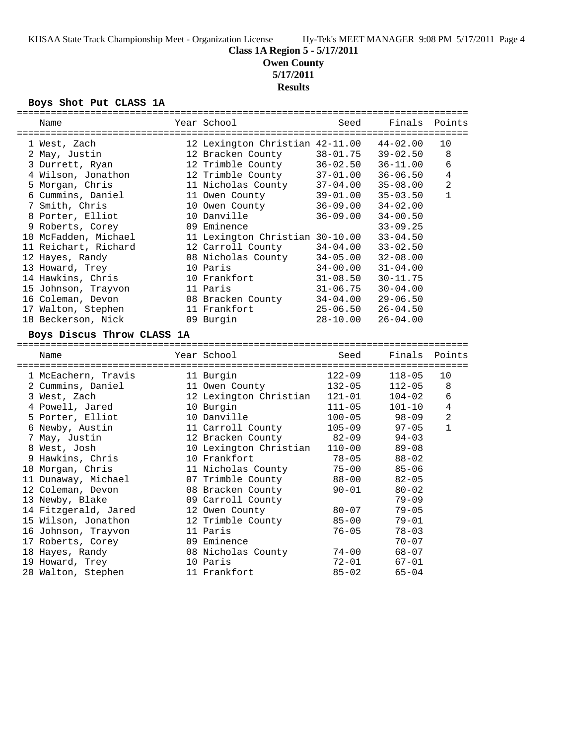**Class 1A Region 5 - 5/17/2011**
**Owen County**
**5/17/2011**
**Results**

### Boys Shot Put CLASS 1A

| Place | Name | Year | School | Seed | Finals | Points |
|---|---|---|---|---|---|---|
| 1 | West, Zach | 12 | Lexington Christian | 42-11.00 | 44-02.00 | 10 |
| 2 | May, Justin | 12 | Bracken County | 38-01.75 | 39-02.50 | 8 |
| 3 | Durrett, Ryan | 12 | Trimble County | 36-02.50 | 36-11.00 | 6 |
| 4 | Wilson, Jonathon | 12 | Trimble County | 37-01.00 | 36-06.50 | 4 |
| 5 | Morgan, Chris | 11 | Nicholas County | 37-04.00 | 35-08.00 | 2 |
| 6 | Cummins, Daniel | 11 | Owen County | 39-01.00 | 35-03.50 | 1 |
| 7 | Smith, Chris | 10 | Owen County | 36-09.00 | 34-02.00 | |
| 8 | Porter, Elliot | 10 | Danville | 36-09.00 | 34-00.50 | |
| 9 | Roberts, Corey | 09 | Eminence | | 33-09.25 | |
| 10 | McFadden, Michael | 11 | Lexington Christian | 30-10.00 | 33-04.50 | |
| 11 | Reichart, Richard | 12 | Carroll County | 34-04.00 | 33-02.50 | |
| 12 | Hayes, Randy | 08 | Nicholas County | 34-05.00 | 32-08.00 | |
| 13 | Howard, Trey | 10 | Paris | 34-00.00 | 31-04.00 | |
| 14 | Hawkins, Chris | 10 | Frankfort | 31-08.50 | 30-11.75 | |
| 15 | Johnson, Trayvon | 11 | Paris | 31-06.75 | 30-04.00 | |
| 16 | Coleman, Devon | 08 | Bracken County | 34-04.00 | 29-06.50 | |
| 17 | Walton, Stephen | 11 | Frankfort | 25-06.50 | 26-04.50 | |
| 18 | Beckerson, Nick | 09 | Burgin | 28-10.00 | 26-04.00 | |

### Boys Discus Throw CLASS 1A

| Place | Name | Year | School | Seed | Finals | Points |
|---|---|---|---|---|---|---|
| 1 | McEachern, Travis | 11 | Burgin | 122-09 | 118-05 | 10 |
| 2 | Cummins, Daniel | 11 | Owen County | 132-05 | 112-05 | 8 |
| 3 | West, Zach | 12 | Lexington Christian | 121-01 | 104-02 | 6 |
| 4 | Powell, Jared | 10 | Burgin | 111-05 | 101-10 | 4 |
| 5 | Porter, Elliot | 10 | Danville | 100-05 | 98-09 | 2 |
| 6 | Newby, Austin | 11 | Carroll County | 105-09 | 97-05 | 1 |
| 7 | May, Justin | 12 | Bracken County | 82-09 | 94-03 | |
| 8 | West, Josh | 10 | Lexington Christian | 110-00 | 89-08 | |
| 9 | Hawkins, Chris | 10 | Frankfort | 78-05 | 88-02 | |
| 10 | Morgan, Chris | 11 | Nicholas County | 75-00 | 85-06 | |
| 11 | Dunaway, Michael | 07 | Trimble County | 88-00 | 82-05 | |
| 12 | Coleman, Devon | 08 | Bracken County | 90-01 | 80-02 | |
| 13 | Newby, Blake | 09 | Carroll County | | 79-09 | |
| 14 | Fitzgerald, Jared | 12 | Owen County | 80-07 | 79-05 | |
| 15 | Wilson, Jonathon | 12 | Trimble County | 85-00 | 79-01 | |
| 16 | Johnson, Trayvon | 11 | Paris | 76-05 | 78-03 | |
| 17 | Roberts, Corey | 09 | Eminence | | 70-07 | |
| 18 | Hayes, Randy | 08 | Nicholas County | 74-00 | 68-07 | |
| 19 | Howard, Trey | 10 | Paris | 72-01 | 67-01 | |
| 20 | Walton, Stephen | 11 | Frankfort | 85-02 | 65-04 | |